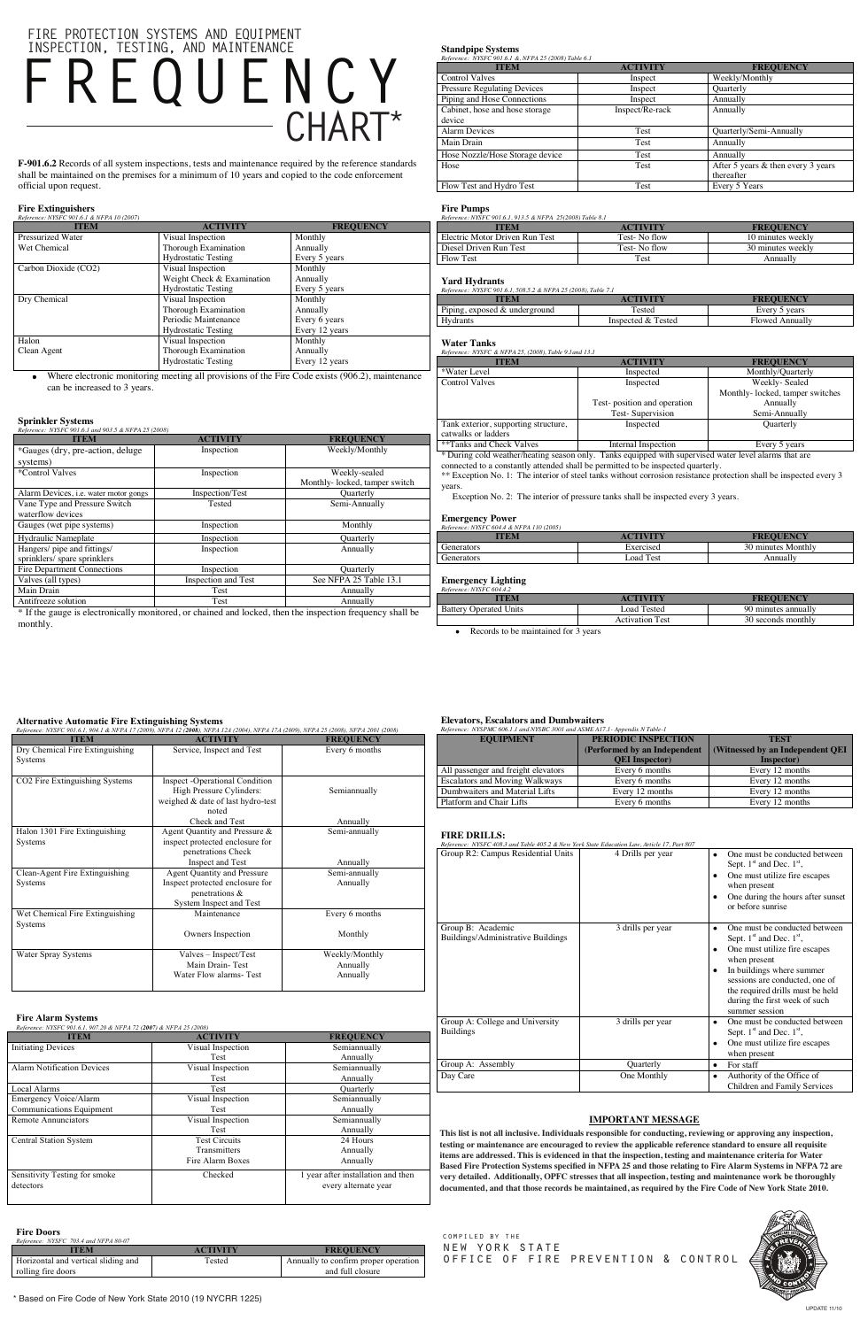# FIRE PROTECTION SYSTEMS AND EQUIPMENT INSPECTION, TESTING, AND MAINTENANCE FREQUENCY CHART*

**F-901.6.2** Records of all system inspections, tests and maintenance required by the reference standards shall be maintained on the premises for a minimum of 10 years and copied to the code enforcement official upon request.

## Fire Extinguishers

*Reference: NYSFC 901.6.1 & NFPA 10 (2007)*

| ITEM | ACTIVITY | FREQUENCY |
|---|---|---|
| Pressurized Water<br>Wet Chemical | Visual Inspection<br>Thorough Examination<br>Hydrostatic Testing | Monthly<br>Annually<br>Every 5 years |
| Carbon Dioxide (CO2) | Visual Inspection<br>Weight Check & Examination<br>Hydrostatic Testing | Monthly<br>Annually<br>Every 5 years |
| Dry Chemical | Visual Inspection<br>Thorough Examination<br>Periodic Maintenance<br>Hydrostatic Testing | Monthly<br>Annually<br>Every 6 years<br>Every 12 years |
| Halon<br>Clean Agent | Visual Inspection<br>Thorough Examination<br>Hydrostatic Testing | Monthly<br>Annually<br>Every 12 years |

- Where electronic monitoring meeting all provisions of the Fire Code exists (906.2), maintenance can be increased to 3 years.

## Sprinkler Systems

*Reference: NYSFC 901.6.1 and 903.5 & NFPA 25 (2008)*

| ITEM | ACTIVITY | FREQUENCY |
|---|---|---|
| *Gauges (dry, pre-action, deluge systems) | Inspection | Weekly/Monthly |
| *Control Valves | Inspection | Weekly-sealed<br>Monthly- locked, tamper switch |
| Alarm Devices, i.e. water motor gongs | Inspection/Test | Quarterly |
| Vane Type and Pressure Switch waterflow devices | Tested | Semi-Annually |
| Gauges (wet pipe systems) | Inspection | Monthly |
| Hydraulic Nameplate | Inspection | Quarterly |
| Hangers/ pipe and fittings/ sprinklers/ spare sprinklers | Inspection | Annually |
| Fire Department Connections | Inspection | Quarterly |
| Valves (all types) | Inspection and Test | See NFPA 25 Table 13.1 |
| Main Drain | Test | Annually |
| Antifreeze solution | Test | Annually |

\* If the gauge is electronically monitored, or chained and locked, then the inspection frequency shall be monthly.

## Standpipe Systems

*Reference: NYSFC 901.6.1 & NFPA 25 (2008) Table 6.1*

| ITEM | ACTIVITY | FREQUENCY |
|---|---|---|
| Control Valves | Inspect | Weekly/Monthly |
| Pressure Regulating Devices | Inspect | Quarterly |
| Piping and Hose Connections | Inspect | Annually |
| Cabinet, hose and hose storage device | Inspect/Re-rack | Annually |
| Alarm Devices | Test | Quarterly/Semi-Annually |
| Main Drain | Test | Annually |
| Hose Nozzle/Hose Storage device | Test | Annually |
| Hose | Test | After 5 years & then every 3 years thereafter |
| Flow Test and Hydro Test | Test | Every 5 Years |

## Fire Pumps

*Reference: NYSFC 901.6.1, 913.5 & NFPA 25(2008) Table 8.1*

| ITEM | ACTIVITY | FREQUENCY |
|---|---|---|
| Electric Motor Driven Run Test | Test- No flow | 10 minutes weekly |
| Diesel Driven Run Test | Test- No flow | 30 minutes weekly |
| Flow Test | Test | Annually |

## Yard Hydrants

*Reference: NYSFC 901.6.1, 508.5.2 & NFPA 25 (2008), Table 7.1*

| ITEM | ACTIVITY | FREQUENCY |
|---|---|---|
| Piping, exposed & underground | Tested | Every 5 years |
| Hydrants | Inspected & Tested | Flowed Annually |

## Water Tanks

*Reference: NYSFC & NFPA 25, (2008), Table 9.1and 13.1*

| ITEM | ACTIVITY | FREQUENCY |
|---|---|---|
| *Water Level | Inspected | Monthly/Quarterly |
| Control Valves | Inspected<br><br>Test- position and operation<br>Test- Supervision | Weekly- Sealed<br>Monthly- locked, tamper switches<br>Annually<br>Semi-Annually |
| Tank exterior, supporting structure, catwalks or ladders | Inspected | Quarterly |
| **Tanks and Check Valves | Internal Inspection | Every 5 years |

\* During cold weather/heating season only. Tanks equipped with supervised water level alarms that are connected to a constantly attended shall be permitted to be inspected quarterly.

\*\* Exception No. 1: The interior of steel tanks without corrosion resistance protection shall be inspected every 3 years.

Exception No. 2: The interior of pressure tanks shall be inspected every 3 years.

## Emergency Power

*Reference: NYSFC 604.4 & NFPA 110 (2005)*

| ITEM | ACTIVITY | FREQUENCY |
|---|---|---|
| Generators | Exercised | 30 minutes Monthly |
| Generators | Load Test | Annually |

## Emergency Lighting

*Reference: NYSFC 604.4.2*

| ITEM | ACTIVITY | FREQUENCY |
|---|---|---|
| Battery Operated Units | Load Tested | 90 minutes annually |
| | Activation Test | 30 seconds monthly |

- Records to be maintained for 3 years

## Alternative Automatic Fire Extinguishing Systems

*Reference: NYSFC 901.6.1, 904.1 & NFPA 17 (2009), NFPA 12 (2008), NFPA 12A (2004), NFPA 17A (2009), NFPA 25 (2008), NFPA 2001 (2008)*

| ITEM | ACTIVITY | FREQUENCY |
|---|---|---|
| Dry Chemical Fire Extinguishing Systems | Service, Inspect and Test | Every 6 months |
| CO2 Fire Extinguishing Systems | Inspect -Operational Condition<br>High Pressure Cylinders: weighed & date of last hydro-test noted<br>Check and Test | <br>Semiannually<br><br>Annually |
| Halon 1301 Fire Extinguishing Systems | Agent Quantity and Pressure & inspect protected enclosure for penetrations Check<br>Inspect and Test | Semi-annually<br><br>Annually |
| Clean-Agent Fire Extinguishing Systems | Agent Quantity and Pressure<br>Inspect protected enclosure for penetrations &<br>System Inspect and Test | Semi-annually<br>Annually |
| Wet Chemical Fire Extinguishing Systems | Maintenance<br><br>Owners Inspection | Every 6 months<br><br>Monthly |
| Water Spray Systems | Valves – Inspect/Test<br>Main Drain- Test<br>Water Flow alarms- Test | Weekly/Monthly<br>Annually<br>Annually |

## Fire Alarm Systems

*Reference: NYSFC 901.6.1, 907.20 & NFPA 72 (2007) & NFPA 25 (2008)*

| ITEM | ACTIVITY | FREQUENCY |
|---|---|---|
| Initiating Devices | Visual Inspection<br>Test | Semiannually<br>Annually |
| Alarm Notification Devices | Visual Inspection<br>Test | Semiannually<br>Annually |
| Local Alarms | Test | Quarterly |
| Emergency Voice/Alarm Communications Equipment | Visual Inspection<br>Test | Semiannually<br>Annually |
| Remote Annunciators | Visual Inspection<br>Test | Semiannually<br>Annually |
| Central Station System | Test Circuits<br>Transmitters<br>Fire Alarm Boxes | 24 Hours<br>Annually<br>Annually |
| Sensitivity Testing for smoke detectors | Checked | 1 year after installation and then every alternate year |

## Fire Doors

*Reference: NYSFC 703.4 and NFPA 80-07*

| ITEM | ACTIVITY | FREQUENCY |
|---|---|---|
| Horizontal and vertical sliding and rolling fire doors | Tested | Annually to confirm proper operation and full closure |

## Elevators, Escalators and Dumbwaiters

*Reference: NYSPMC 606.1.1 and NYSBC 3001 and ASME A17.1- Appendix N Table-1*

| EQUIPMENT | PERIODIC INSPECTION (Performed by an Independent QEI Inspector) | TEST (Witnessed by an Independent QEI Inspector) |
|---|---|---|
| All passenger and freight elevators | Every 6 months | Every 12 months |
| Escalators and Moving Walkways | Every 6 months | Every 12 months |
| Dumbwaiters and Material Lifts | Every 12 months | Every 12 months |
| Platform and Chair Lifts | Every 6 months | Every 12 months |

## FIRE DRILLS:

*Reference: NYSFC 408.3 and Table 405.2 & New York State Education Law, Article 17, Part 807*

| | | |
|---|---|---|
| Group R2: Campus Residential Units | 4 Drills per year | • One must be conducted between Sept. 1st and Dec. 1st.<br>• One must utilize fire escapes when present<br>• One during the hours after sunset or before sunrise |
| Group B: Academic Buildings/Administrative Buildings | 3 drills per year | • One must be conducted between Sept. 1st and Dec. 1st.<br>• One must utilize fire escapes when present<br>• In buildings where summer sessions are conducted, one of the required drills must be held during the first week of such summer session |
| Group A: College and University Buildings | 3 drills per year | • One must be conducted between Sept. 1st and Dec. 1st.<br>• One must utilize fire escapes when present |
| Group A: Assembly | Quarterly | • For staff |
| Day Care | One Monthly | • Authority of the Office of Children and Family Services |

## IMPORTANT MESSAGE

**This list is not all inclusive. Individuals responsible for conducting, reviewing or approving any inspection, testing or maintenance are encouraged to review the applicable reference standard to ensure all requisite items are addressed. This is evidenced in that the inspection, testing and maintenance criteria for Water Based Fire Protection Systems specified in NFPA 25 and those relating to Fire Alarm Systems in NFPA 72 are very detailed. Additionally, OPFC stresses that all inspection, testing and maintenance work be thoroughly documented, and that those records be maintained, as required by the Fire Code of New York State 2010.**

COMPILED BY THE
NEW YORK STATE
OFFICE OF FIRE PREVENTION & CONTROL

\* Based on Fire Code of New York State 2010 (19 NYCRR 1225)

UPDATE 11/10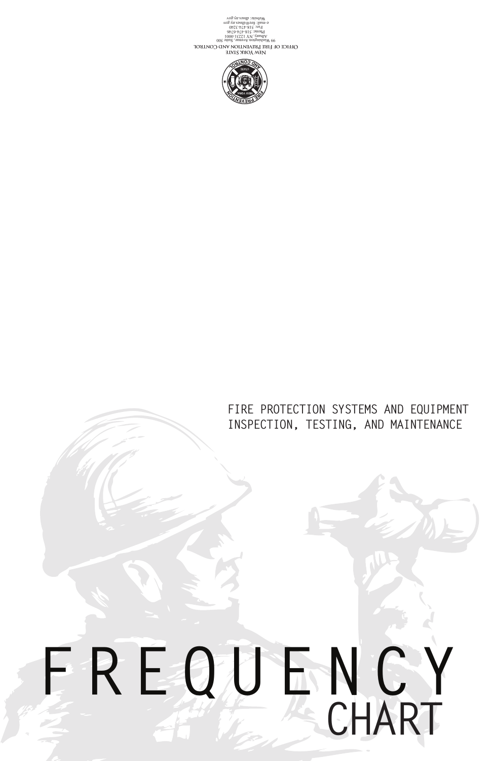New York State
Office of Fire Prevention and Control
99 Washington Avenue, Suite 500
Albany, NY 12231-0001
Phone: 518-474-6746
Fax: 518-474-3240
e-mail: fire@dhses.ny.gov
Website: dhses.ny.gov

FIRE PROTECTION SYSTEMS AND EQUIPMENT
INSPECTION, TESTING, AND MAINTENANCE

# FREQUENCY CHART